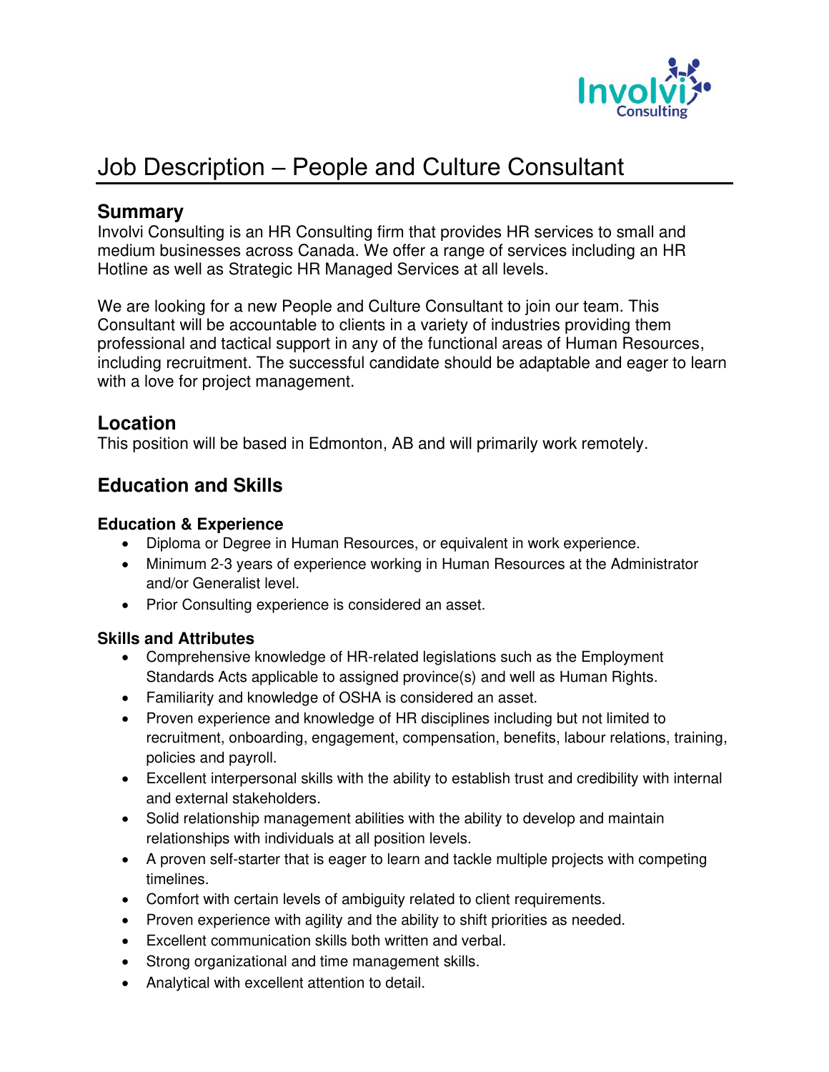# Job Description – People and Culture Consultant

## Summary

Involvi Consulting is an HR Consulting firm that provides HR services to small and medium businesses across Canada. We offer a range of services including an HR Hotline as well as Strategic HR Managed Services at all levels.

We are looking for a new People and Culture Consultant to join our team. This Consultant will be accountable to clients in a variety of industries providing them professional and tactical support in any of the functional areas of Human Resources, including recruitment. The successful candidate should be adaptable and eager to learn with a love for project management.

## Location

This position will be based in Edmonton, AB and will primarily work remotely.

## Education and Skills

### Education & Experience

- Diploma or Degree in Human Resources, or equivalent in work experience.
- Minimum 2-3 years of experience working in Human Resources at the Administrator and/or Generalist level.
- Prior Consulting experience is considered an asset.

### Skills and Attributes

- Comprehensive knowledge of HR-related legislations such as the Employment Standards Acts applicable to assigned province(s) and well as Human Rights.
- Familiarity and knowledge of OSHA is considered an asset.
- Proven experience and knowledge of HR disciplines including but not limited to recruitment, onboarding, engagement, compensation, benefits, labour relations, training, policies and payroll.
- Excellent interpersonal skills with the ability to establish trust and credibility with internal and external stakeholders.
- Solid relationship management abilities with the ability to develop and maintain relationships with individuals at all position levels.
- A proven self-starter that is eager to learn and tackle multiple projects with competing timelines.
- Comfort with certain levels of ambiguity related to client requirements.
- Proven experience with agility and the ability to shift priorities as needed.
- Excellent communication skills both written and verbal.
- Strong organizational and time management skills.
- Analytical with excellent attention to detail.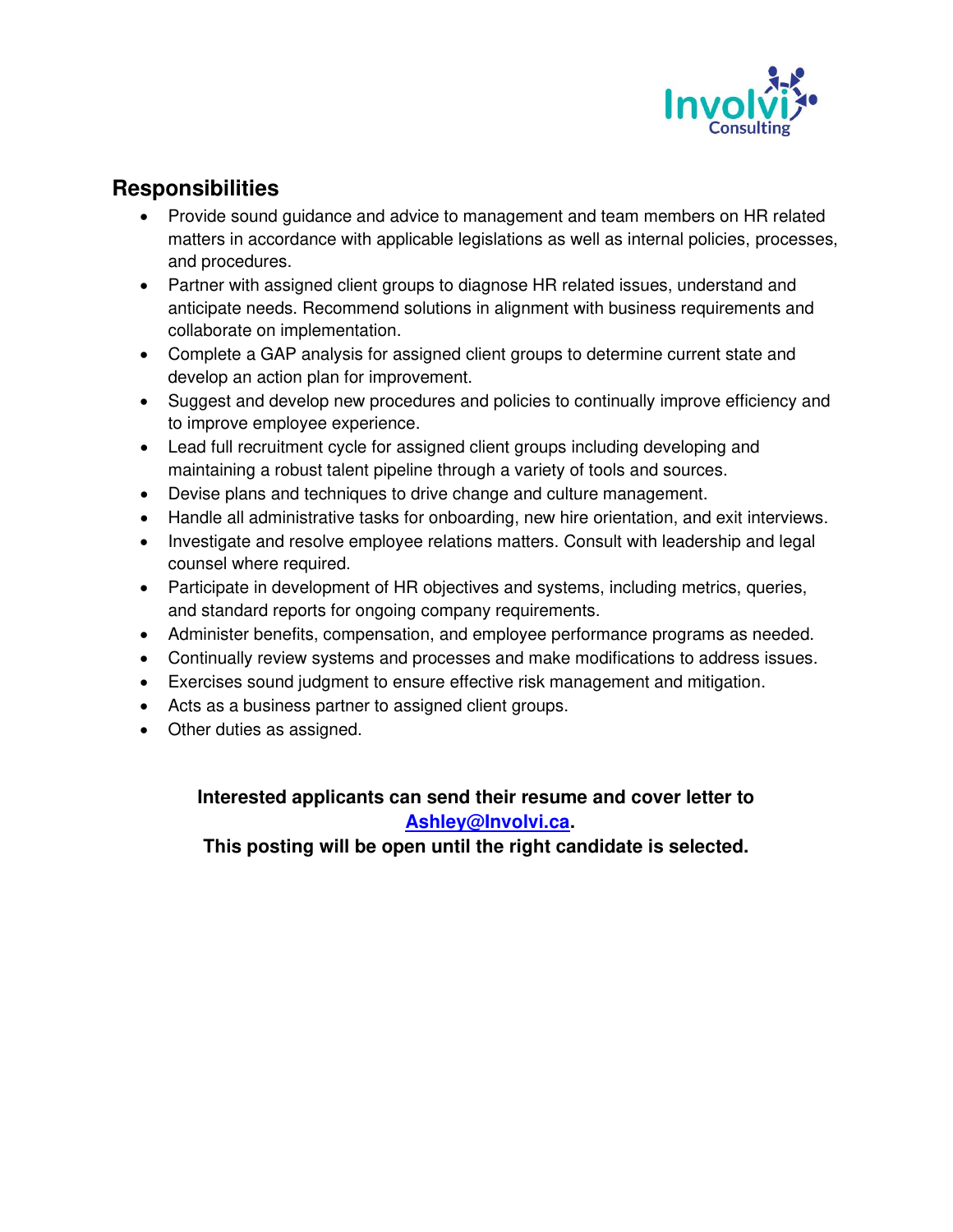## Responsibilities

- Provide sound guidance and advice to management and team members on HR related matters in accordance with applicable legislations as well as internal policies, processes, and procedures.
- Partner with assigned client groups to diagnose HR related issues, understand and anticipate needs. Recommend solutions in alignment with business requirements and collaborate on implementation.
- Complete a GAP analysis for assigned client groups to determine current state and develop an action plan for improvement.
- Suggest and develop new procedures and policies to continually improve efficiency and to improve employee experience.
- Lead full recruitment cycle for assigned client groups including developing and maintaining a robust talent pipeline through a variety of tools and sources.
- Devise plans and techniques to drive change and culture management.
- Handle all administrative tasks for onboarding, new hire orientation, and exit interviews.
- Investigate and resolve employee relations matters. Consult with leadership and legal counsel where required.
- Participate in development of HR objectives and systems, including metrics, queries, and standard reports for ongoing company requirements.
- Administer benefits, compensation, and employee performance programs as needed.
- Continually review systems and processes and make modifications to address issues.
- Exercises sound judgment to ensure effective risk management and mitigation.
- Acts as a business partner to assigned client groups.
- Other duties as assigned.

**Interested applicants can send their resume and cover letter to [Ashley@Involvi.ca](mailto:Ashley@Involvi.ca).**
**This posting will be open until the right candidate is selected.**